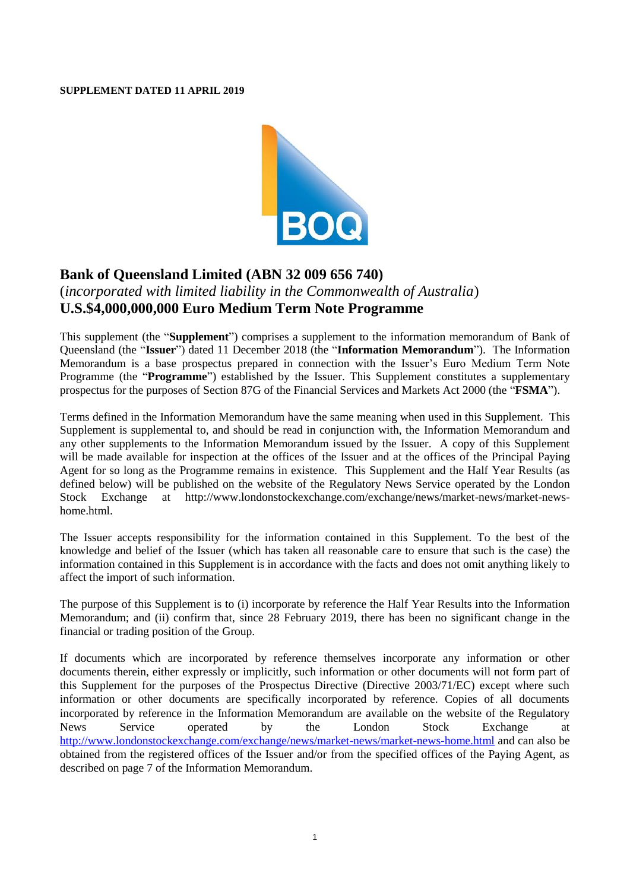**SUPPLEMENT DATED 11 APRIL 2019**

# Bank of Queensland Limited (ABN 32 009 656 740)

(*incorporated with limited liability in the Commonwealth of Australia*)

## U.S.$4,000,000,000 Euro Medium Term Note Programme

This supplement (the "**Supplement**") comprises a supplement to the information memorandum of Bank of Queensland (the "**Issuer**") dated 11 December 2018 (the "**Information Memorandum**"). The Information Memorandum is a base prospectus prepared in connection with the Issuer's Euro Medium Term Note Programme (the "**Programme**") established by the Issuer. This Supplement constitutes a supplementary prospectus for the purposes of Section 87G of the Financial Services and Markets Act 2000 (the "**FSMA**").

Terms defined in the Information Memorandum have the same meaning when used in this Supplement. This Supplement is supplemental to, and should be read in conjunction with, the Information Memorandum and any other supplements to the Information Memorandum issued by the Issuer. A copy of this Supplement will be made available for inspection at the offices of the Issuer and at the offices of the Principal Paying Agent for so long as the Programme remains in existence. This Supplement and the Half Year Results (as defined below) will be published on the website of the Regulatory News Service operated by the London Stock Exchange at http://www.londonstockexchange.com/exchange/news/market-news/market-news-home.html.

The Issuer accepts responsibility for the information contained in this Supplement. To the best of the knowledge and belief of the Issuer (which has taken all reasonable care to ensure that such is the case) the information contained in this Supplement is in accordance with the facts and does not omit anything likely to affect the import of such information.

The purpose of this Supplement is to (i) incorporate by reference the Half Year Results into the Information Memorandum; and (ii) confirm that, since 28 February 2019, there has been no significant change in the financial or trading position of the Group.

If documents which are incorporated by reference themselves incorporate any information or other documents therein, either expressly or implicitly, such information or other documents will not form part of this Supplement for the purposes of the Prospectus Directive (Directive 2003/71/EC) except where such information or other documents are specifically incorporated by reference. Copies of all documents incorporated by reference in the Information Memorandum are available on the website of the Regulatory News Service operated by the London Stock Exchange at http://www.londonstockexchange.com/exchange/news/market-news/market-news-home.html and can also be obtained from the registered offices of the Issuer and/or from the specified offices of the Paying Agent, as described on page 7 of the Information Memorandum.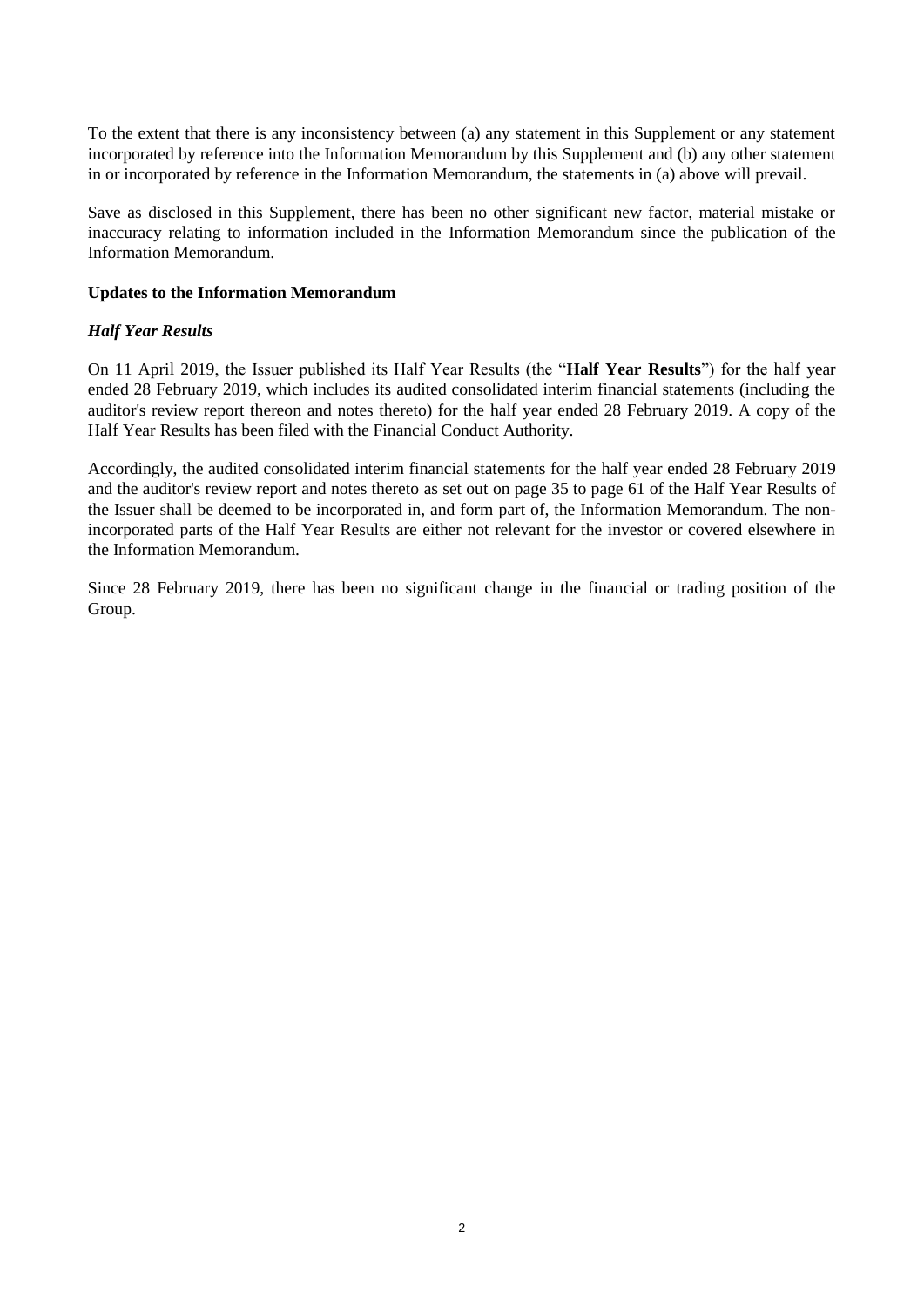To the extent that there is any inconsistency between (a) any statement in this Supplement or any statement incorporated by reference into the Information Memorandum by this Supplement and (b) any other statement in or incorporated by reference in the Information Memorandum, the statements in (a) above will prevail.

Save as disclosed in this Supplement, there has been no other significant new factor, material mistake or inaccuracy relating to information included in the Information Memorandum since the publication of the Information Memorandum.

**Updates to the Information Memorandum**

***Half Year Results***

On 11 April 2019, the Issuer published its Half Year Results (the "**Half Year Results**") for the half year ended 28 February 2019, which includes its audited consolidated interim financial statements (including the auditor's review report thereon and notes thereto) for the half year ended 28 February 2019. A copy of the Half Year Results has been filed with the Financial Conduct Authority.

Accordingly, the audited consolidated interim financial statements for the half year ended 28 February 2019 and the auditor's review report and notes thereto as set out on page 35 to page 61 of the Half Year Results of the Issuer shall be deemed to be incorporated in, and form part of, the Information Memorandum. The non-incorporated parts of the Half Year Results are either not relevant for the investor or covered elsewhere in the Information Memorandum.

Since 28 February 2019, there has been no significant change in the financial or trading position of the Group.